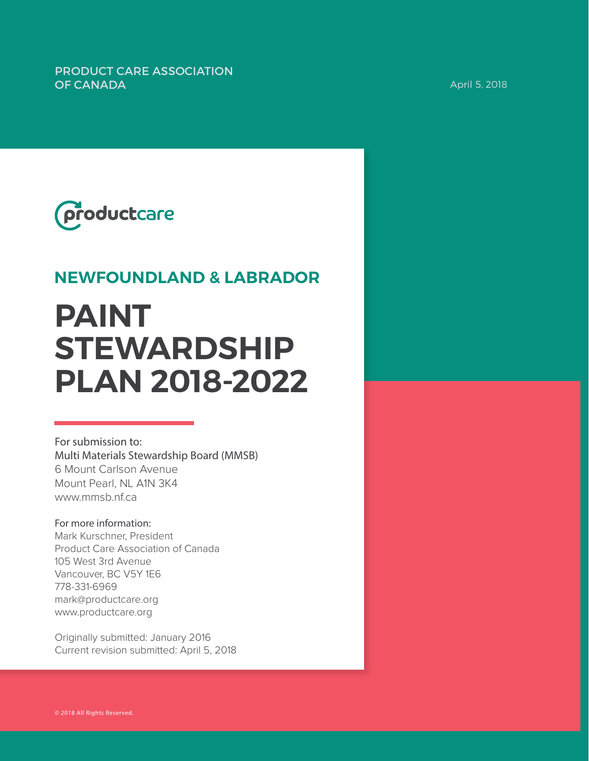PRODUCT CARE ASSOCIATION OF CANADA

April 5, 2018

productcare

## NEWFOUNDLAND & LABRADOR

# PAINT STEWARDSHIP PLAN 2018-2022

For submission to:
Multi Materials Stewardship Board (MMSB)
6 Mount Carlson Avenue
Mount Pearl, NL A1N 3K4
www.mmsb.nf.ca

For more information:
Mark Kurschner, President
Product Care Association of Canada
105 West 3rd Avenue
Vancouver, BC V5Y 1E6
778-331-6969
mark@productcare.org
www.productcare.org

Originally submitted: January 2016
Current revision submitted: April 5, 2018

© 2018 All Rights Reserved.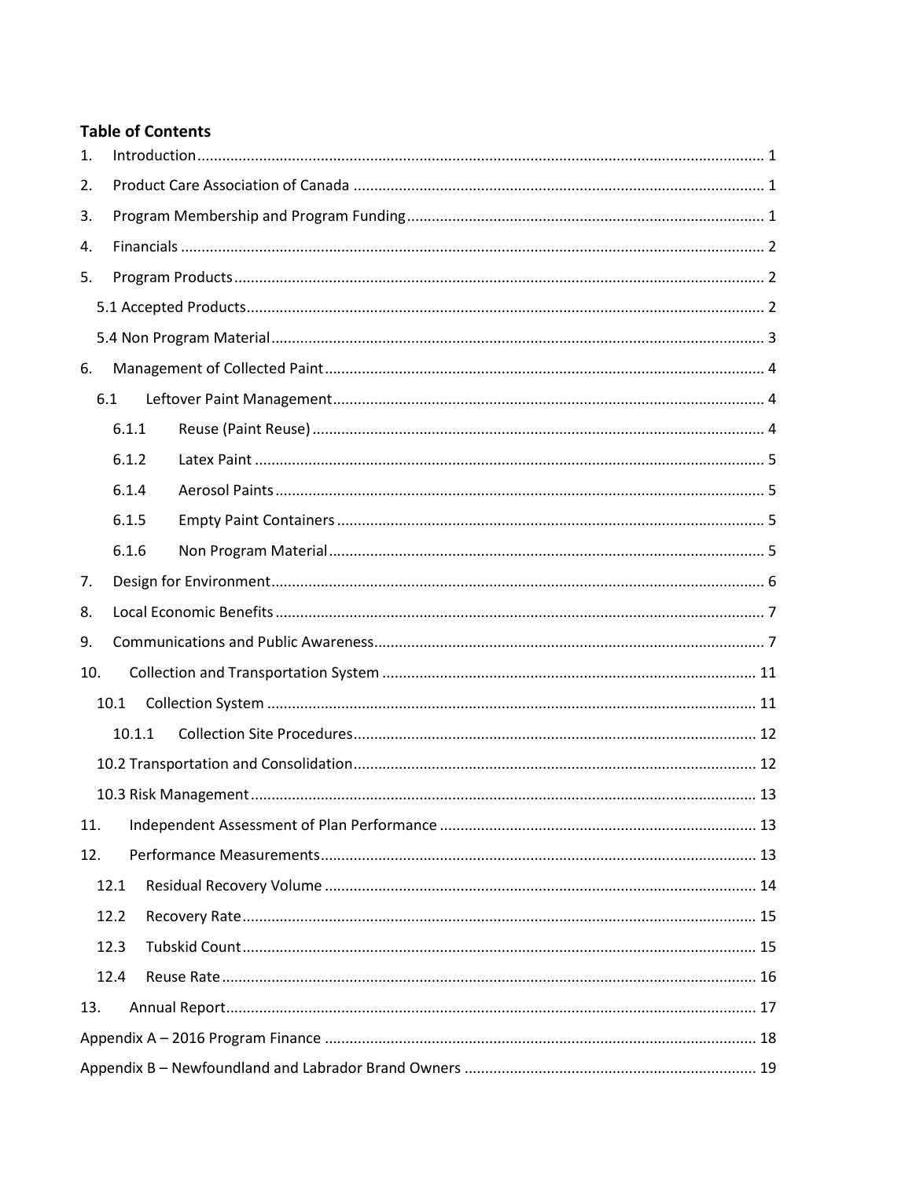## Table of Contents

1. Introduction ..... 1
2. Product Care Association of Canada ..... 1
3. Program Membership and Program Funding ..... 1
4. Financials ..... 2
5. Program Products ..... 2
   - 5.1 Accepted Products ..... 2
   - 5.4 Non Program Material ..... 3
6. Management of Collected Paint ..... 4
   - 6.1 Leftover Paint Management ..... 4
     - 6.1.1 Reuse (Paint Reuse) ..... 4
     - 6.1.2 Latex Paint ..... 5
     - 6.1.4 Aerosol Paints ..... 5
     - 6.1.5 Empty Paint Containers ..... 5
     - 6.1.6 Non Program Material ..... 5
7. Design for Environment ..... 6
8. Local Economic Benefits ..... 7
9. Communications and Public Awareness ..... 7
10. Collection and Transportation System ..... 11
    - 10.1 Collection System ..... 11
      - 10.1.1 Collection Site Procedures ..... 12
    - 10.2 Transportation and Consolidation ..... 12
    - 10.3 Risk Management ..... 13
11. Independent Assessment of Plan Performance ..... 13
12. Performance Measurements ..... 13
    - 12.1 Residual Recovery Volume ..... 14
    - 12.2 Recovery Rate ..... 15
    - 12.3 Tubskid Count ..... 15
    - 12.4 Reuse Rate ..... 16
13. Annual Report ..... 17

Appendix A – 2016 Program Finance ..... 18

Appendix B – Newfoundland and Labrador Brand Owners ..... 19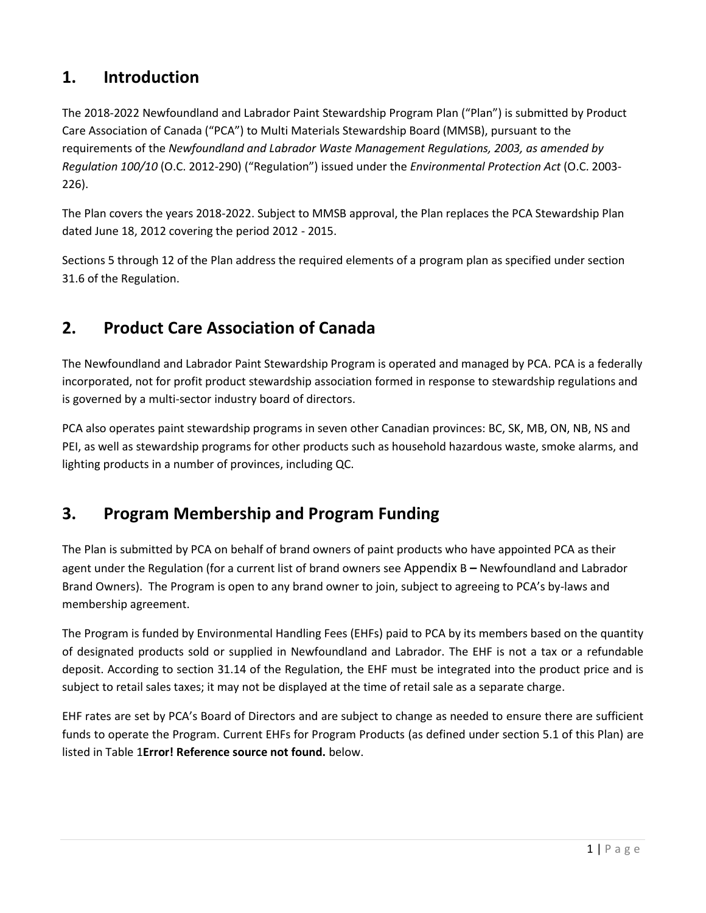## 1. Introduction

The 2018-2022 Newfoundland and Labrador Paint Stewardship Program Plan ("Plan") is submitted by Product Care Association of Canada ("PCA") to Multi Materials Stewardship Board (MMSB), pursuant to the requirements of the *Newfoundland and Labrador Waste Management Regulations, 2003, as amended by Regulation 100/10* (O.C. 2012-290) ("Regulation") issued under the *Environmental Protection Act* (O.C. 2003-226).

The Plan covers the years 2018-2022. Subject to MMSB approval, the Plan replaces the PCA Stewardship Plan dated June 18, 2012 covering the period 2012 - 2015.

Sections 5 through 12 of the Plan address the required elements of a program plan as specified under section 31.6 of the Regulation.

## 2. Product Care Association of Canada

The Newfoundland and Labrador Paint Stewardship Program is operated and managed by PCA. PCA is a federally incorporated, not for profit product stewardship association formed in response to stewardship regulations and is governed by a multi-sector industry board of directors.

PCA also operates paint stewardship programs in seven other Canadian provinces: BC, SK, MB, ON, NB, NS and PEI, as well as stewardship programs for other products such as household hazardous waste, smoke alarms, and lighting products in a number of provinces, including QC.

## 3. Program Membership and Program Funding

The Plan is submitted by PCA on behalf of brand owners of paint products who have appointed PCA as their agent under the Regulation (for a current list of brand owners see Appendix B **–** Newfoundland and Labrador Brand Owners). The Program is open to any brand owner to join, subject to agreeing to PCA's by-laws and membership agreement.

The Program is funded by Environmental Handling Fees (EHFs) paid to PCA by its members based on the quantity of designated products sold or supplied in Newfoundland and Labrador. The EHF is not a tax or a refundable deposit. According to section 31.14 of the Regulation, the EHF must be integrated into the product price and is subject to retail sales taxes; it may not be displayed at the time of retail sale as a separate charge.

EHF rates are set by PCA's Board of Directors and are subject to change as needed to ensure there are sufficient funds to operate the Program. Current EHFs for Program Products (as defined under section 5.1 of this Plan) are listed in Table 1**Error! Reference source not found.** below.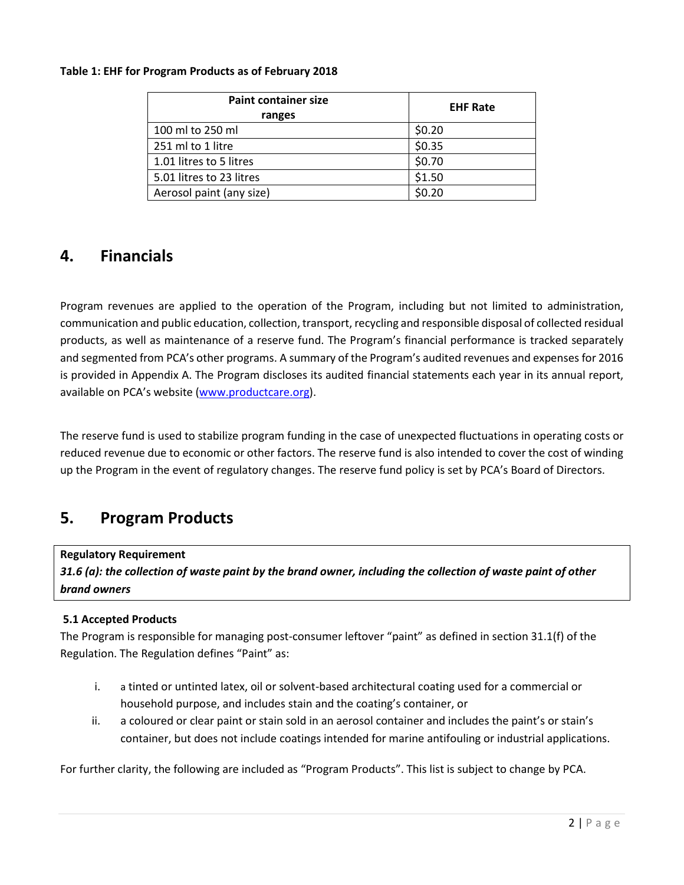**Table 1: EHF for Program Products as of February 2018**

| Paint container size ranges | EHF Rate |
|---|---|
| 100 ml to 250 ml | $0.20 |
| 251 ml to 1 litre | $0.35 |
| 1.01 litres to 5 litres | $0.70 |
| 5.01 litres to 23 litres | $1.50 |
| Aerosol paint (any size) | $0.20 |

## 4. Financials

Program revenues are applied to the operation of the Program, including but not limited to administration, communication and public education, collection, transport, recycling and responsible disposal of collected residual products, as well as maintenance of a reserve fund. The Program's financial performance is tracked separately and segmented from PCA's other programs. A summary of the Program's audited revenues and expenses for 2016 is provided in Appendix A. The Program discloses its audited financial statements each year in its annual report, available on PCA's website (www.productcare.org).

The reserve fund is used to stabilize program funding in the case of unexpected fluctuations in operating costs or reduced revenue due to economic or other factors. The reserve fund is also intended to cover the cost of winding up the Program in the event of regulatory changes. The reserve fund policy is set by PCA's Board of Directors.

## 5. Program Products

**Regulatory Requirement**
***31.6 (a): the collection of waste paint by the brand owner, including the collection of waste paint of other brand owners***

### 5.1 Accepted Products

The Program is responsible for managing post-consumer leftover "paint" as defined in section 31.1(f) of the Regulation. The Regulation defines "Paint" as:

i. a tinted or untinted latex, oil or solvent-based architectural coating used for a commercial or household purpose, and includes stain and the coating's container, or
ii. a coloured or clear paint or stain sold in an aerosol container and includes the paint's or stain's container, but does not include coatings intended for marine antifouling or industrial applications.

For further clarity, the following are included as "Program Products". This list is subject to change by PCA.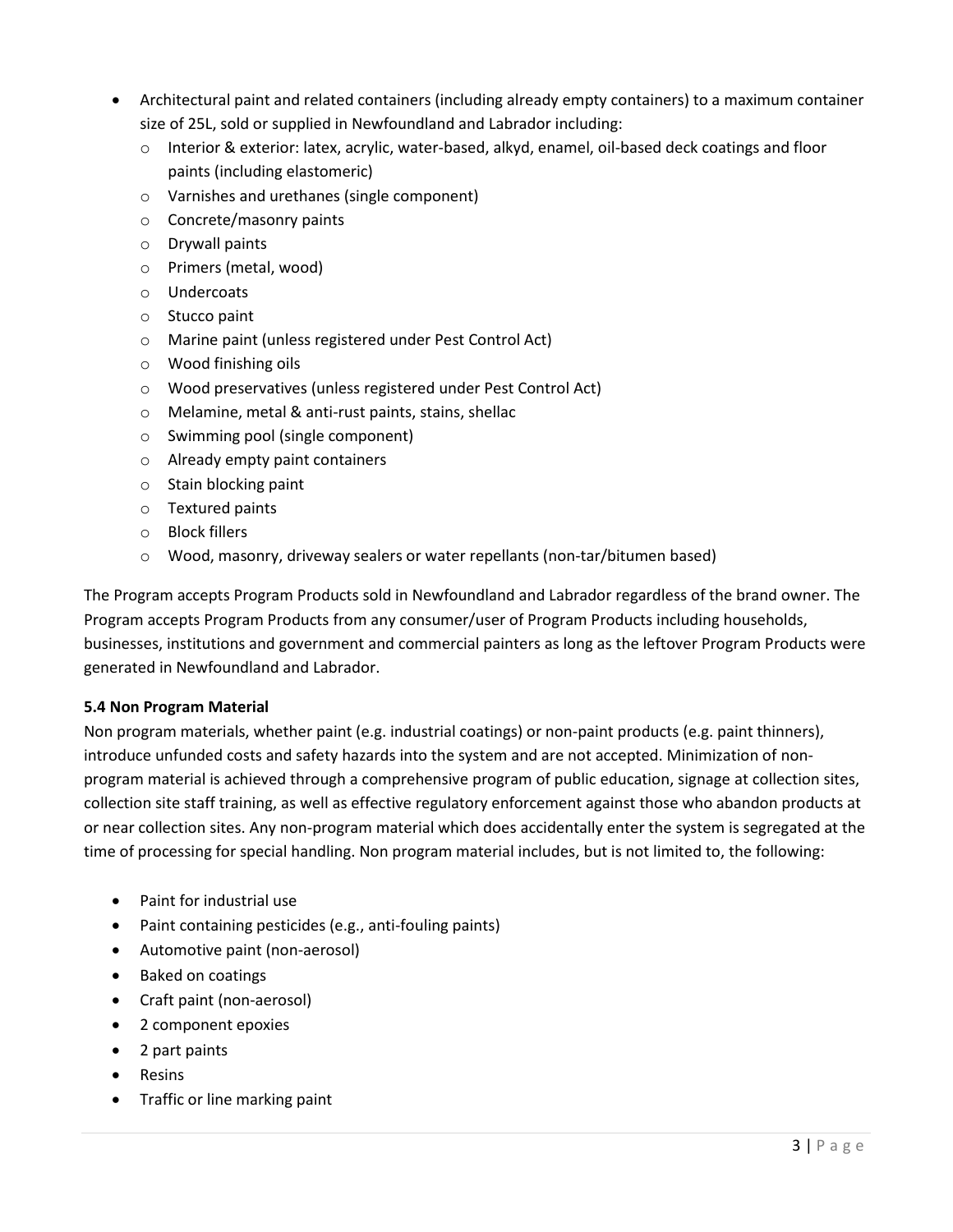- Architectural paint and related containers (including already empty containers) to a maximum container size of 25L, sold or supplied in Newfoundland and Labrador including:
  - Interior & exterior: latex, acrylic, water-based, alkyd, enamel, oil-based deck coatings and floor paints (including elastomeric)
  - Varnishes and urethanes (single component)
  - Concrete/masonry paints
  - Drywall paints
  - Primers (metal, wood)
  - Undercoats
  - Stucco paint
  - Marine paint (unless registered under Pest Control Act)
  - Wood finishing oils
  - Wood preservatives (unless registered under Pest Control Act)
  - Melamine, metal & anti-rust paints, stains, shellac
  - Swimming pool (single component)
  - Already empty paint containers
  - Stain blocking paint
  - Textured paints
  - Block fillers
  - Wood, masonry, driveway sealers or water repellants (non-tar/bitumen based)

The Program accepts Program Products sold in Newfoundland and Labrador regardless of the brand owner. The Program accepts Program Products from any consumer/user of Program Products including households, businesses, institutions and government and commercial painters as long as the leftover Program Products were generated in Newfoundland and Labrador.

**5.4 Non Program Material**

Non program materials, whether paint (e.g. industrial coatings) or non-paint products (e.g. paint thinners), introduce unfunded costs and safety hazards into the system and are not accepted. Minimization of non-program material is achieved through a comprehensive program of public education, signage at collection sites, collection site staff training, as well as effective regulatory enforcement against those who abandon products at or near collection sites. Any non-program material which does accidentally enter the system is segregated at the time of processing for special handling. Non program material includes, but is not limited to, the following:

- Paint for industrial use
- Paint containing pesticides (e.g., anti-fouling paints)
- Automotive paint (non-aerosol)
- Baked on coatings
- Craft paint (non-aerosol)
- 2 component epoxies
- 2 part paints
- Resins
- Traffic or line marking paint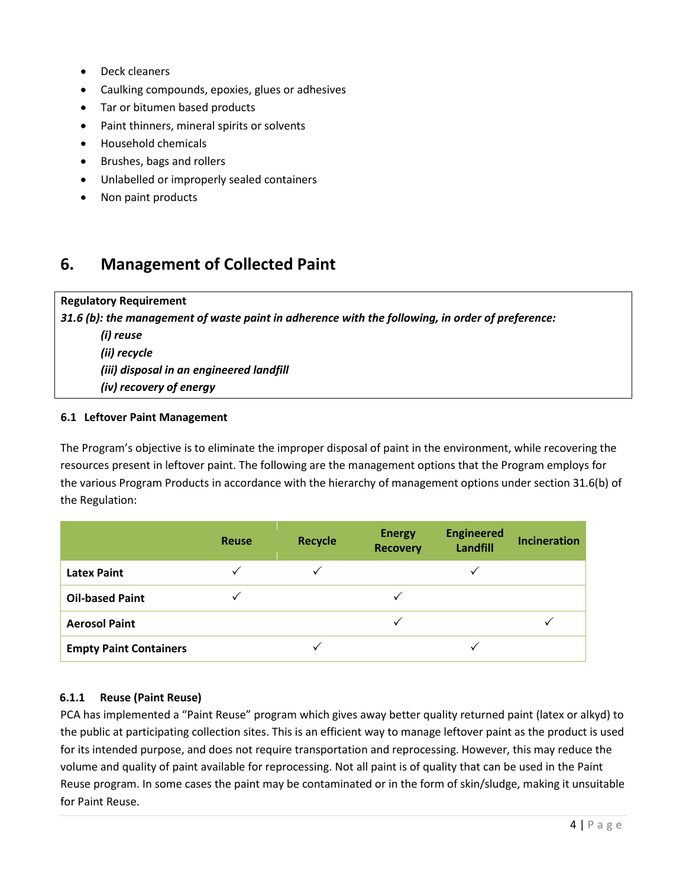- Deck cleaners
- Caulking compounds, epoxies, glues or adhesives
- Tar or bitumen based products
- Paint thinners, mineral spirits or solvents
- Household chemicals
- Brushes, bags and rollers
- Unlabelled or improperly sealed containers
- Non paint products

# 6. Management of Collected Paint

**Regulatory Requirement**

***31.6 (b): the management of waste paint in adherence with the following, in order of preference:***

> ***(i) reuse***
> ***(ii) recycle***
> ***(iii) disposal in an engineered landfill***
> ***(iv) recovery of energy***

### 6.1 Leftover Paint Management

The Program's objective is to eliminate the improper disposal of paint in the environment, while recovering the resources present in leftover paint. The following are the management options that the Program employs for the various Program Products in accordance with the hierarchy of management options under section 31.6(b) of the Regulation:

| | Reuse | Recycle | Energy Recovery | Engineered Landfill | Incineration |
|---|---|---|---|---|---|
| **Latex Paint** | ✓ | ✓ | | ✓ | |
| **Oil-based Paint** | ✓ | | ✓ | | |
| **Aerosol Paint** | | | ✓ | | ✓ |
| **Empty Paint Containers** | | ✓ | | ✓ | |

#### 6.1.1 Reuse (Paint Reuse)

PCA has implemented a "Paint Reuse" program which gives away better quality returned paint (latex or alkyd) to the public at participating collection sites. This is an efficient way to manage leftover paint as the product is used for its intended purpose, and does not require transportation and reprocessing. However, this may reduce the volume and quality of paint available for reprocessing. Not all paint is of quality that can be used in the Paint Reuse program. In some cases the paint may be contaminated or in the form of skin/sludge, making it unsuitable for Paint Reuse.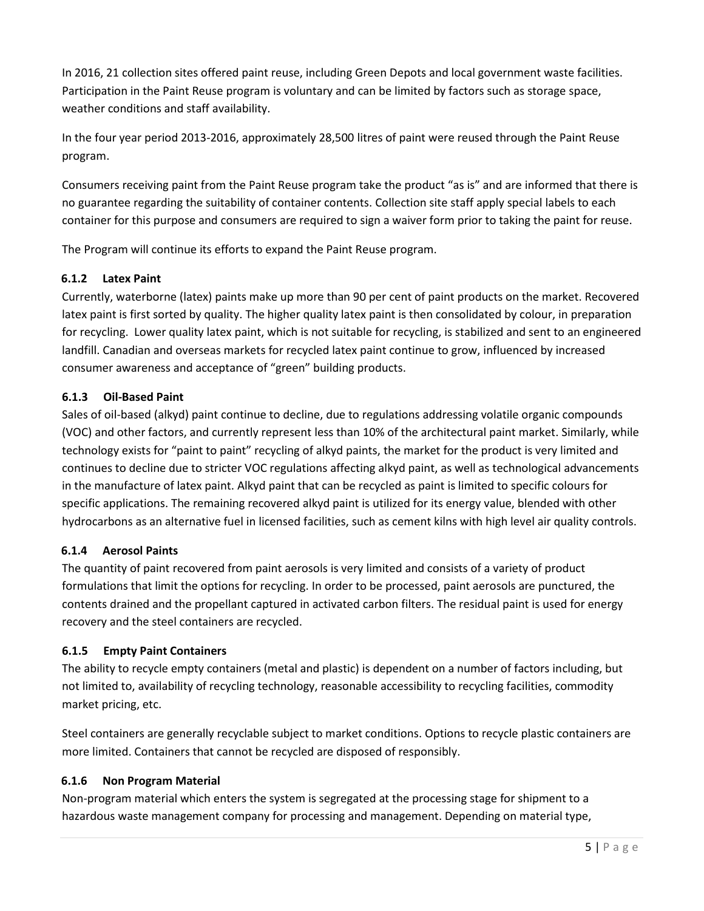In 2016, 21 collection sites offered paint reuse, including Green Depots and local government waste facilities. Participation in the Paint Reuse program is voluntary and can be limited by factors such as storage space, weather conditions and staff availability.

In the four year period 2013-2016, approximately 28,500 litres of paint were reused through the Paint Reuse program.

Consumers receiving paint from the Paint Reuse program take the product "as is" and are informed that there is no guarantee regarding the suitability of container contents. Collection site staff apply special labels to each container for this purpose and consumers are required to sign a waiver form prior to taking the paint for reuse.

The Program will continue its efforts to expand the Paint Reuse program.

### 6.1.2 Latex Paint

Currently, waterborne (latex) paints make up more than 90 per cent of paint products on the market. Recovered latex paint is first sorted by quality. The higher quality latex paint is then consolidated by colour, in preparation for recycling. Lower quality latex paint, which is not suitable for recycling, is stabilized and sent to an engineered landfill. Canadian and overseas markets for recycled latex paint continue to grow, influenced by increased consumer awareness and acceptance of "green" building products.

### 6.1.3 Oil-Based Paint

Sales of oil-based (alkyd) paint continue to decline, due to regulations addressing volatile organic compounds (VOC) and other factors, and currently represent less than 10% of the architectural paint market. Similarly, while technology exists for "paint to paint" recycling of alkyd paints, the market for the product is very limited and continues to decline due to stricter VOC regulations affecting alkyd paint, as well as technological advancements in the manufacture of latex paint. Alkyd paint that can be recycled as paint is limited to specific colours for specific applications. The remaining recovered alkyd paint is utilized for its energy value, blended with other hydrocarbons as an alternative fuel in licensed facilities, such as cement kilns with high level air quality controls.

### 6.1.4 Aerosol Paints

The quantity of paint recovered from paint aerosols is very limited and consists of a variety of product formulations that limit the options for recycling. In order to be processed, paint aerosols are punctured, the contents drained and the propellant captured in activated carbon filters. The residual paint is used for energy recovery and the steel containers are recycled.

### 6.1.5 Empty Paint Containers

The ability to recycle empty containers (metal and plastic) is dependent on a number of factors including, but not limited to, availability of recycling technology, reasonable accessibility to recycling facilities, commodity market pricing, etc.

Steel containers are generally recyclable subject to market conditions. Options to recycle plastic containers are more limited. Containers that cannot be recycled are disposed of responsibly.

### 6.1.6 Non Program Material

Non-program material which enters the system is segregated at the processing stage for shipment to a hazardous waste management company for processing and management. Depending on material type,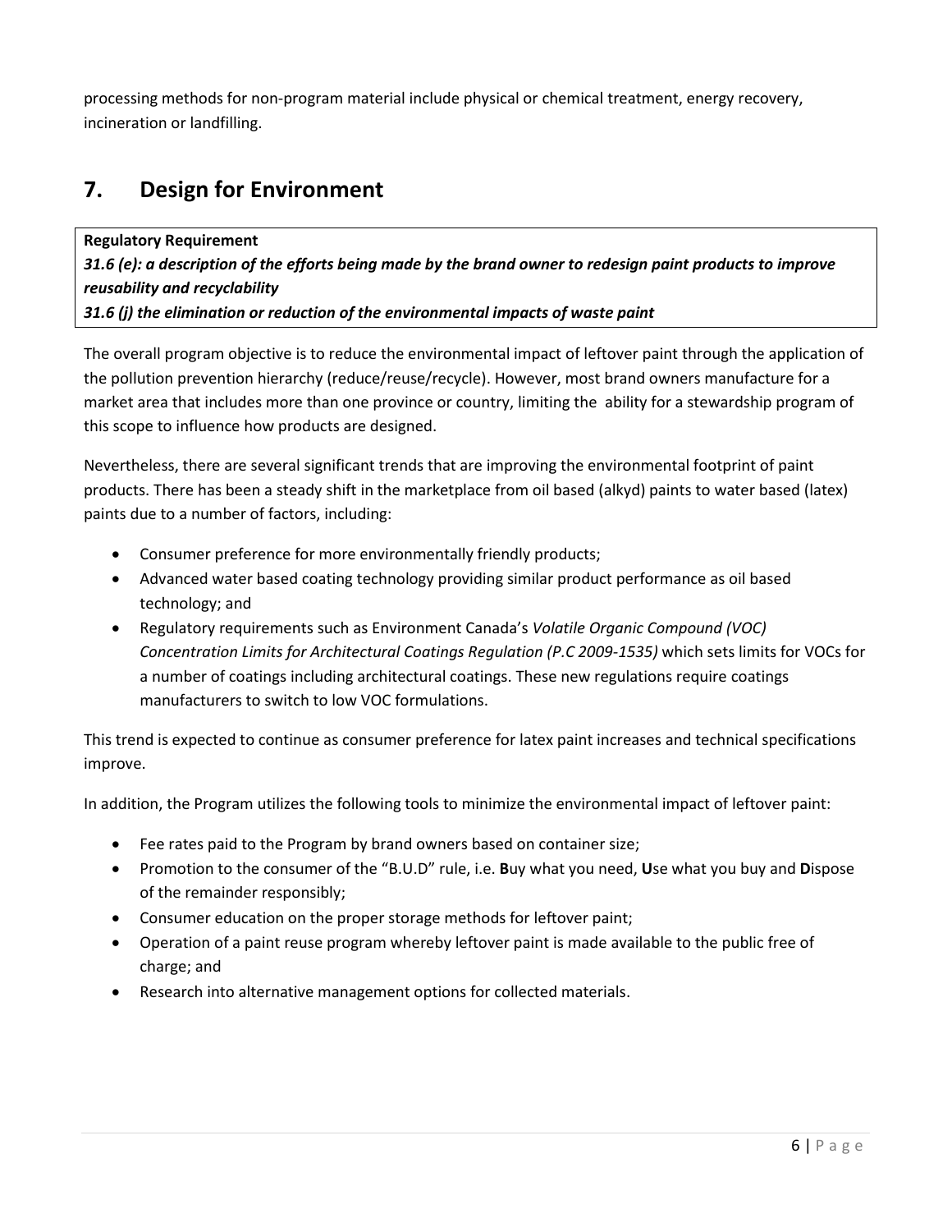processing methods for non-program material include physical or chemical treatment, energy recovery, incineration or landfilling.

## 7. Design for Environment

**Regulatory Requirement**
***31.6 (e): a description of the efforts being made by the brand owner to redesign paint products to improve reusability and recyclability***
***31.6 (j) the elimination or reduction of the environmental impacts of waste paint***

The overall program objective is to reduce the environmental impact of leftover paint through the application of the pollution prevention hierarchy (reduce/reuse/recycle). However, most brand owners manufacture for a market area that includes more than one province or country, limiting the ability for a stewardship program of this scope to influence how products are designed.

Nevertheless, there are several significant trends that are improving the environmental footprint of paint products. There has been a steady shift in the marketplace from oil based (alkyd) paints to water based (latex) paints due to a number of factors, including:

- Consumer preference for more environmentally friendly products;
- Advanced water based coating technology providing similar product performance as oil based technology; and
- Regulatory requirements such as Environment Canada's *Volatile Organic Compound (VOC) Concentration Limits for Architectural Coatings Regulation (P.C 2009-1535)* which sets limits for VOCs for a number of coatings including architectural coatings. These new regulations require coatings manufacturers to switch to low VOC formulations.

This trend is expected to continue as consumer preference for latex paint increases and technical specifications improve.

In addition, the Program utilizes the following tools to minimize the environmental impact of leftover paint:

- Fee rates paid to the Program by brand owners based on container size;
- Promotion to the consumer of the "B.U.D" rule, i.e. **B**uy what you need, **U**se what you buy and **D**ispose of the remainder responsibly;
- Consumer education on the proper storage methods for leftover paint;
- Operation of a paint reuse program whereby leftover paint is made available to the public free of charge; and
- Research into alternative management options for collected materials.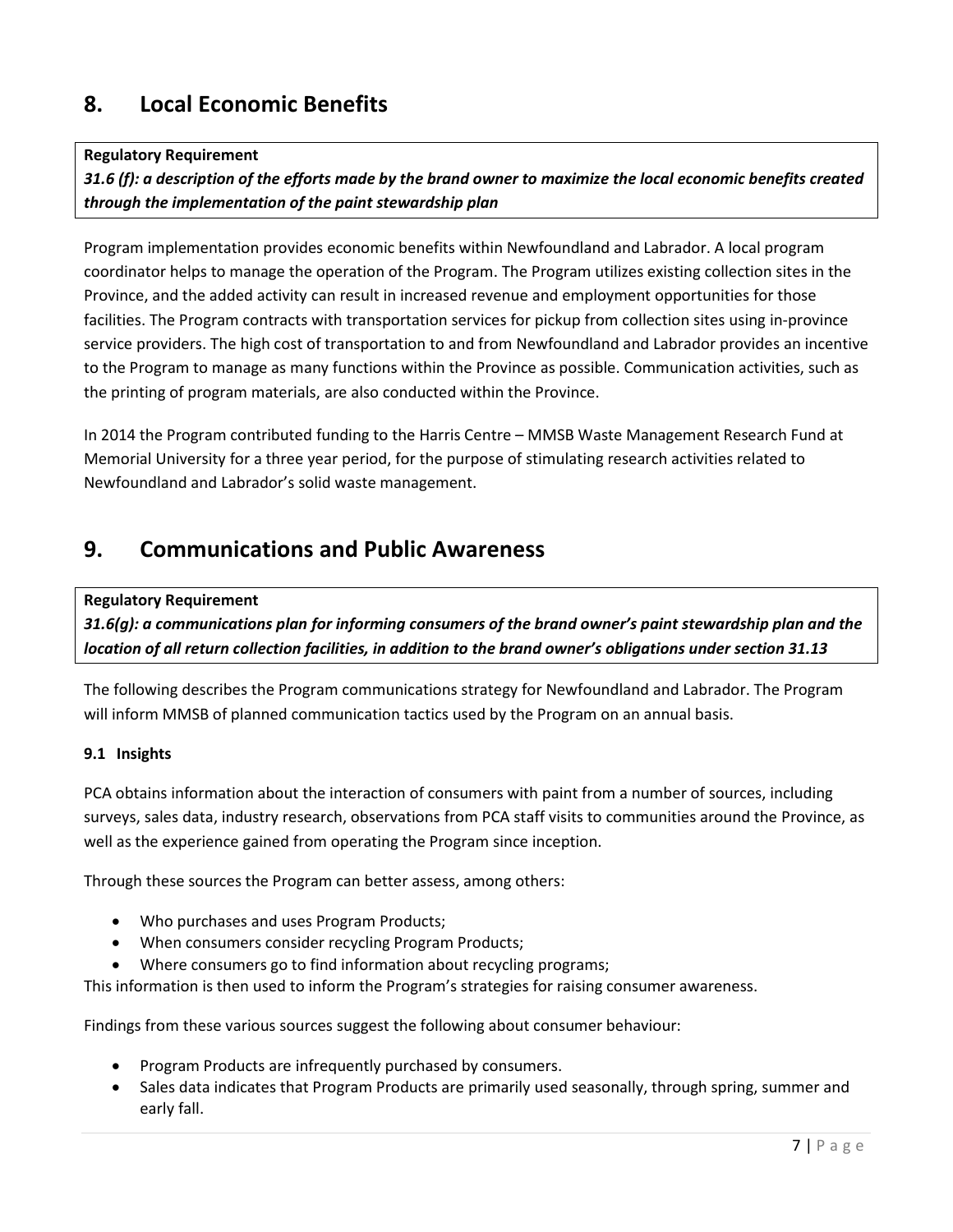## 8. Local Economic Benefits

**Regulatory Requirement**
***31.6 (f): a description of the efforts made by the brand owner to maximize the local economic benefits created through the implementation of the paint stewardship plan***

Program implementation provides economic benefits within Newfoundland and Labrador. A local program coordinator helps to manage the operation of the Program. The Program utilizes existing collection sites in the Province, and the added activity can result in increased revenue and employment opportunities for those facilities. The Program contracts with transportation services for pickup from collection sites using in-province service providers. The high cost of transportation to and from Newfoundland and Labrador provides an incentive to the Program to manage as many functions within the Province as possible. Communication activities, such as the printing of program materials, are also conducted within the Province.

In 2014 the Program contributed funding to the Harris Centre – MMSB Waste Management Research Fund at Memorial University for a three year period, for the purpose of stimulating research activities related to Newfoundland and Labrador's solid waste management.

## 9. Communications and Public Awareness

**Regulatory Requirement**
***31.6(g): a communications plan for informing consumers of the brand owner's paint stewardship plan and the location of all return collection facilities, in addition to the brand owner's obligations under section 31.13***

The following describes the Program communications strategy for Newfoundland and Labrador. The Program will inform MMSB of planned communication tactics used by the Program on an annual basis.

### 9.1 Insights

PCA obtains information about the interaction of consumers with paint from a number of sources, including surveys, sales data, industry research, observations from PCA staff visits to communities around the Province, as well as the experience gained from operating the Program since inception.

Through these sources the Program can better assess, among others:

- Who purchases and uses Program Products;
- When consumers consider recycling Program Products;
- Where consumers go to find information about recycling programs;

This information is then used to inform the Program's strategies for raising consumer awareness.

Findings from these various sources suggest the following about consumer behaviour:

- Program Products are infrequently purchased by consumers.
- Sales data indicates that Program Products are primarily used seasonally, through spring, summer and early fall.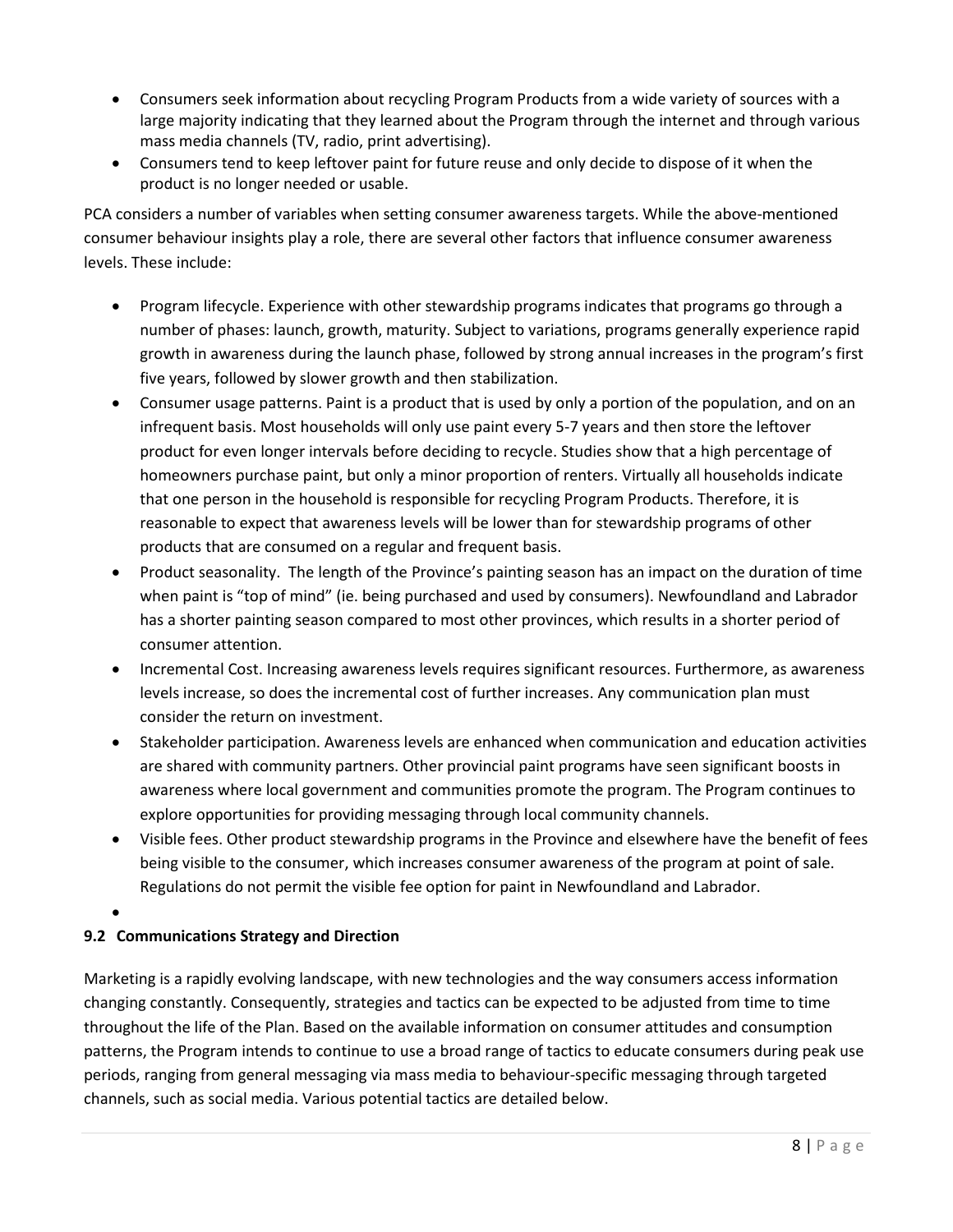- Consumers seek information about recycling Program Products from a wide variety of sources with a large majority indicating that they learned about the Program through the internet and through various mass media channels (TV, radio, print advertising).
- Consumers tend to keep leftover paint for future reuse and only decide to dispose of it when the product is no longer needed or usable.

PCA considers a number of variables when setting consumer awareness targets. While the above-mentioned consumer behaviour insights play a role, there are several other factors that influence consumer awareness levels. These include:

- Program lifecycle. Experience with other stewardship programs indicates that programs go through a number of phases: launch, growth, maturity. Subject to variations, programs generally experience rapid growth in awareness during the launch phase, followed by strong annual increases in the program's first five years, followed by slower growth and then stabilization.
- Consumer usage patterns. Paint is a product that is used by only a portion of the population, and on an infrequent basis. Most households will only use paint every 5-7 years and then store the leftover product for even longer intervals before deciding to recycle. Studies show that a high percentage of homeowners purchase paint, but only a minor proportion of renters. Virtually all households indicate that one person in the household is responsible for recycling Program Products. Therefore, it is reasonable to expect that awareness levels will be lower than for stewardship programs of other products that are consumed on a regular and frequent basis.
- Product seasonality. The length of the Province's painting season has an impact on the duration of time when paint is "top of mind" (ie. being purchased and used by consumers). Newfoundland and Labrador has a shorter painting season compared to most other provinces, which results in a shorter period of consumer attention.
- Incremental Cost. Increasing awareness levels requires significant resources. Furthermore, as awareness levels increase, so does the incremental cost of further increases. Any communication plan must consider the return on investment.
- Stakeholder participation. Awareness levels are enhanced when communication and education activities are shared with community partners. Other provincial paint programs have seen significant boosts in awareness where local government and communities promote the program. The Program continues to explore opportunities for providing messaging through local community channels.
- Visible fees. Other product stewardship programs in the Province and elsewhere have the benefit of fees being visible to the consumer, which increases consumer awareness of the program at point of sale. Regulations do not permit the visible fee option for paint in Newfoundland and Labrador.

### 9.2 Communications Strategy and Direction

Marketing is a rapidly evolving landscape, with new technologies and the way consumers access information changing constantly. Consequently, strategies and tactics can be expected to be adjusted from time to time throughout the life of the Plan. Based on the available information on consumer attitudes and consumption patterns, the Program intends to continue to use a broad range of tactics to educate consumers during peak use periods, ranging from general messaging via mass media to behaviour-specific messaging through targeted channels, such as social media. Various potential tactics are detailed below.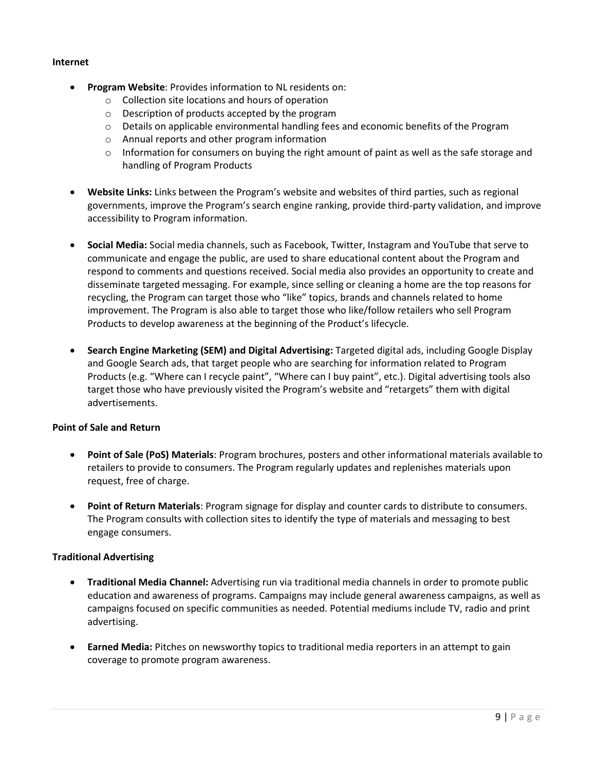**Internet**

- **Program Website**: Provides information to NL residents on:
    - Collection site locations and hours of operation
    - Description of products accepted by the program
    - Details on applicable environmental handling fees and economic benefits of the Program
    - Annual reports and other program information
    - Information for consumers on buying the right amount of paint as well as the safe storage and handling of Program Products

- **Website Links:** Links between the Program's website and websites of third parties, such as regional governments, improve the Program's search engine ranking, provide third-party validation, and improve accessibility to Program information.

- **Social Media:** Social media channels, such as Facebook, Twitter, Instagram and YouTube that serve to communicate and engage the public, are used to share educational content about the Program and respond to comments and questions received. Social media also provides an opportunity to create and disseminate targeted messaging. For example, since selling or cleaning a home are the top reasons for recycling, the Program can target those who "like" topics, brands and channels related to home improvement. The Program is also able to target those who like/follow retailers who sell Program Products to develop awareness at the beginning of the Product's lifecycle.

- **Search Engine Marketing (SEM) and Digital Advertising:** Targeted digital ads, including Google Display and Google Search ads, that target people who are searching for information related to Program Products (e.g. "Where can I recycle paint", "Where can I buy paint", etc.). Digital advertising tools also target those who have previously visited the Program's website and "retargets" them with digital advertisements.

**Point of Sale and Return**

- **Point of Sale (PoS) Materials**: Program brochures, posters and other informational materials available to retailers to provide to consumers. The Program regularly updates and replenishes materials upon request, free of charge.

- **Point of Return Materials**: Program signage for display and counter cards to distribute to consumers. The Program consults with collection sites to identify the type of materials and messaging to best engage consumers.

**Traditional Advertising**

- **Traditional Media Channel:** Advertising run via traditional media channels in order to promote public education and awareness of programs. Campaigns may include general awareness campaigns, as well as campaigns focused on specific communities as needed. Potential mediums include TV, radio and print advertising.

- **Earned Media:** Pitches on newsworthy topics to traditional media reporters in an attempt to gain coverage to promote program awareness.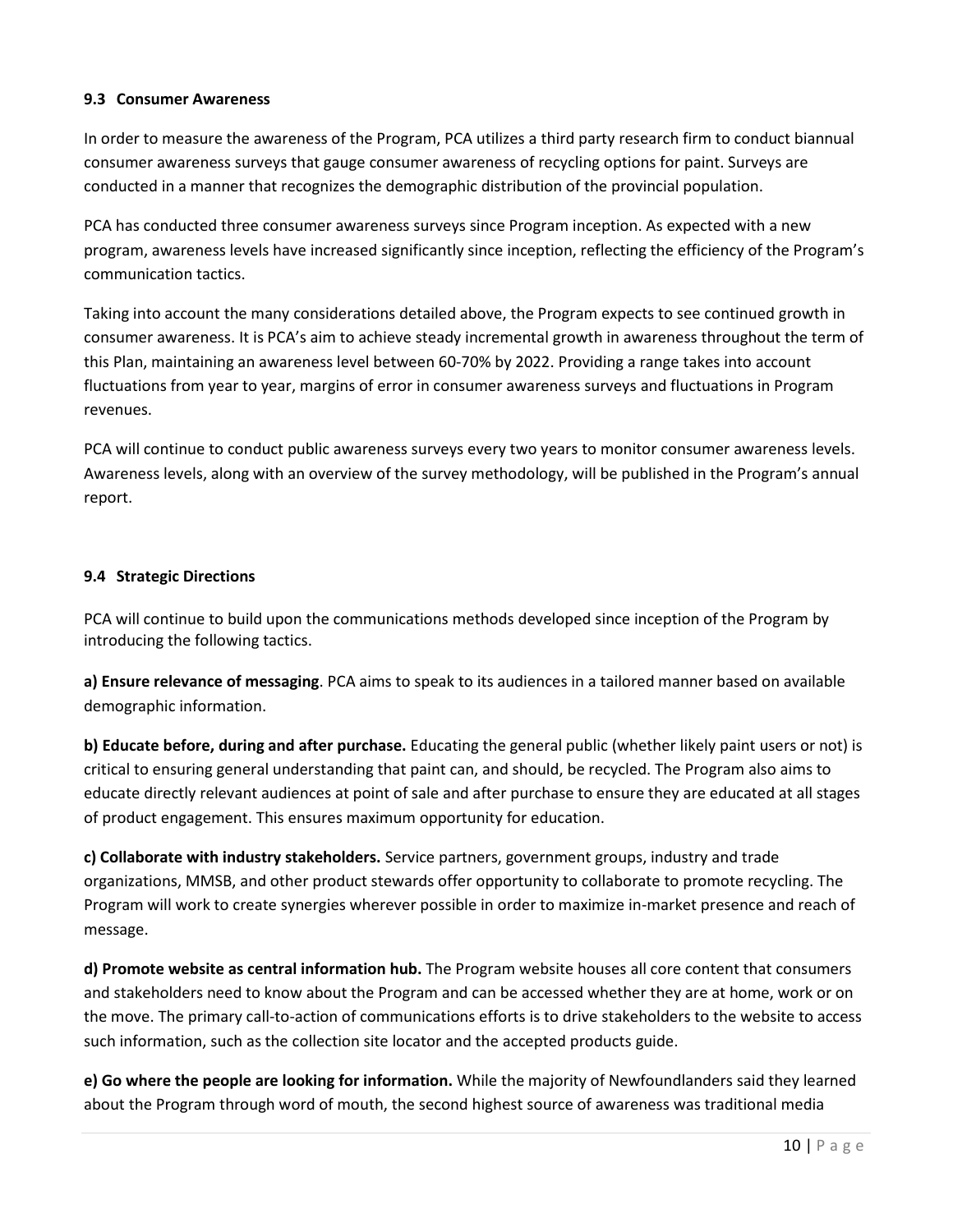### 9.3 Consumer Awareness

In order to measure the awareness of the Program, PCA utilizes a third party research firm to conduct biannual consumer awareness surveys that gauge consumer awareness of recycling options for paint. Surveys are conducted in a manner that recognizes the demographic distribution of the provincial population.

PCA has conducted three consumer awareness surveys since Program inception. As expected with a new program, awareness levels have increased significantly since inception, reflecting the efficiency of the Program's communication tactics.

Taking into account the many considerations detailed above, the Program expects to see continued growth in consumer awareness. It is PCA's aim to achieve steady incremental growth in awareness throughout the term of this Plan, maintaining an awareness level between 60-70% by 2022. Providing a range takes into account fluctuations from year to year, margins of error in consumer awareness surveys and fluctuations in Program revenues.

PCA will continue to conduct public awareness surveys every two years to monitor consumer awareness levels. Awareness levels, along with an overview of the survey methodology, will be published in the Program's annual report.

### 9.4 Strategic Directions

PCA will continue to build upon the communications methods developed since inception of the Program by introducing the following tactics.

**a) Ensure relevance of messaging**. PCA aims to speak to its audiences in a tailored manner based on available demographic information.

**b) Educate before, during and after purchase.** Educating the general public (whether likely paint users or not) is critical to ensuring general understanding that paint can, and should, be recycled. The Program also aims to educate directly relevant audiences at point of sale and after purchase to ensure they are educated at all stages of product engagement. This ensures maximum opportunity for education.

**c) Collaborate with industry stakeholders.** Service partners, government groups, industry and trade organizations, MMSB, and other product stewards offer opportunity to collaborate to promote recycling. The Program will work to create synergies wherever possible in order to maximize in-market presence and reach of message.

**d) Promote website as central information hub.** The Program website houses all core content that consumers and stakeholders need to know about the Program and can be accessed whether they are at home, work or on the move. The primary call-to-action of communications efforts is to drive stakeholders to the website to access such information, such as the collection site locator and the accepted products guide.

**e) Go where the people are looking for information.** While the majority of Newfoundlanders said they learned about the Program through word of mouth, the second highest source of awareness was traditional media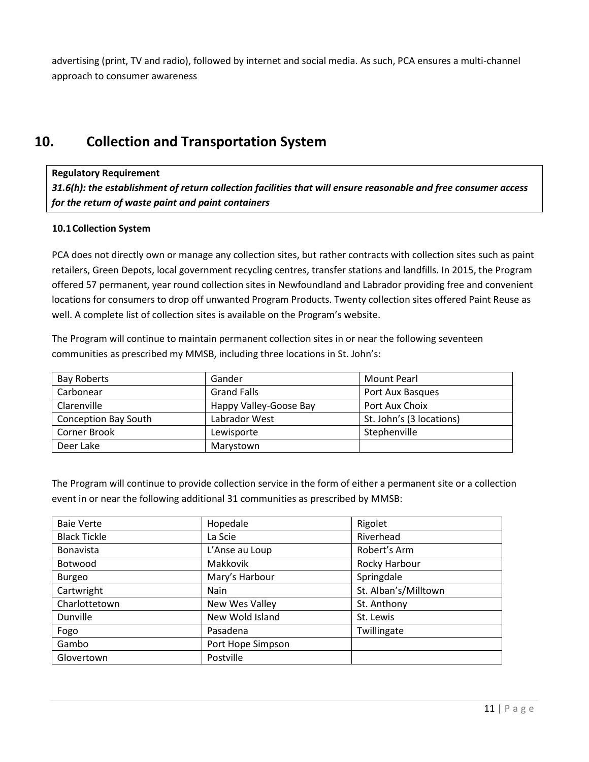advertising (print, TV and radio), followed by internet and social media. As such, PCA ensures a multi-channel approach to consumer awareness

# 10. Collection and Transportation System

**Regulatory Requirement**
***31.6(h): the establishment of return collection facilities that will ensure reasonable and free consumer access for the return of waste paint and paint containers***

### 10.1 Collection System

PCA does not directly own or manage any collection sites, but rather contracts with collection sites such as paint retailers, Green Depots, local government recycling centres, transfer stations and landfills. In 2015, the Program offered 57 permanent, year round collection sites in Newfoundland and Labrador providing free and convenient locations for consumers to drop off unwanted Program Products. Twenty collection sites offered Paint Reuse as well. A complete list of collection sites is available on the Program's website.

The Program will continue to maintain permanent collection sites in or near the following seventeen communities as prescribed my MMSB, including three locations in St. John's:

| Bay Roberts | Gander | Mount Pearl |
|---|---|---|
| Carbonear | Grand Falls | Port Aux Basques |
| Clarenville | Happy Valley-Goose Bay | Port Aux Choix |
| Conception Bay South | Labrador West | St. John's (3 locations) |
| Corner Brook | Lewisporte | Stephenville |
| Deer Lake | Marystown | |

The Program will continue to provide collection service in the form of either a permanent site or a collection event in or near the following additional 31 communities as prescribed by MMSB:

| Baie Verte | Hopedale | Rigolet |
|---|---|---|
| Black Tickle | La Scie | Riverhead |
| Bonavista | L'Anse au Loup | Robert's Arm |
| Botwood | Makkovik | Rocky Harbour |
| Burgeo | Mary's Harbour | Springdale |
| Cartwright | Nain | St. Alban's/Milltown |
| Charlottetown | New Wes Valley | St. Anthony |
| Dunville | New Wold Island | St. Lewis |
| Fogo | Pasadena | Twillingate |
| Gambo | Port Hope Simpson | |
| Glovertown | Postville | |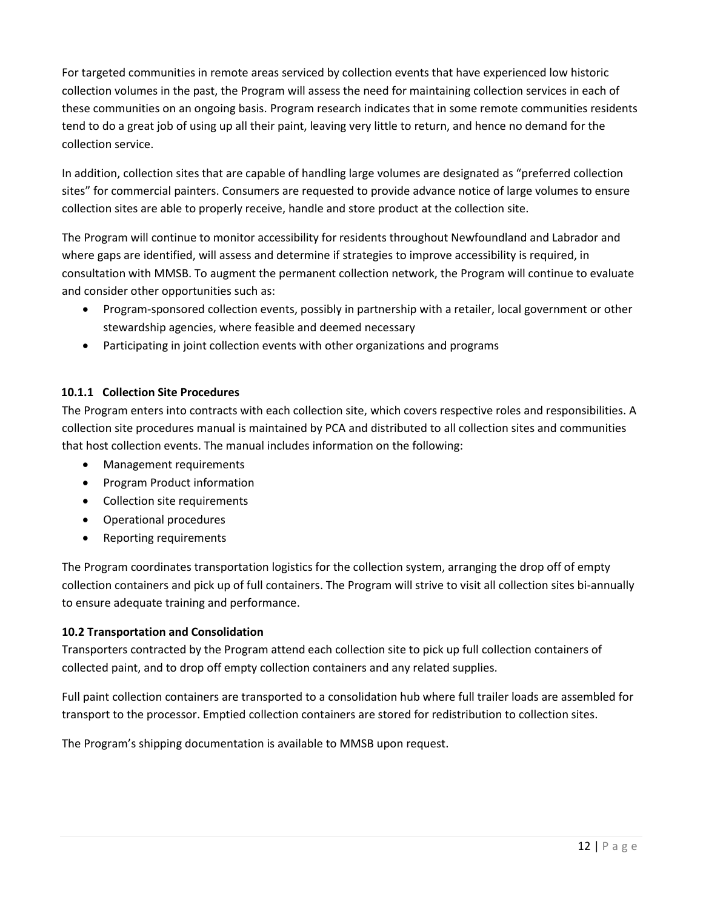For targeted communities in remote areas serviced by collection events that have experienced low historic collection volumes in the past, the Program will assess the need for maintaining collection services in each of these communities on an ongoing basis. Program research indicates that in some remote communities residents tend to do a great job of using up all their paint, leaving very little to return, and hence no demand for the collection service.

In addition, collection sites that are capable of handling large volumes are designated as "preferred collection sites" for commercial painters. Consumers are requested to provide advance notice of large volumes to ensure collection sites are able to properly receive, handle and store product at the collection site.

The Program will continue to monitor accessibility for residents throughout Newfoundland and Labrador and where gaps are identified, will assess and determine if strategies to improve accessibility is required, in consultation with MMSB. To augment the permanent collection network, the Program will continue to evaluate and consider other opportunities such as:

- Program-sponsored collection events, possibly in partnership with a retailer, local government or other stewardship agencies, where feasible and deemed necessary
- Participating in joint collection events with other organizations and programs

#### 10.1.1 Collection Site Procedures

The Program enters into contracts with each collection site, which covers respective roles and responsibilities. A collection site procedures manual is maintained by PCA and distributed to all collection sites and communities that host collection events. The manual includes information on the following:

- Management requirements
- Program Product information
- Collection site requirements
- Operational procedures
- Reporting requirements

The Program coordinates transportation logistics for the collection system, arranging the drop off of empty collection containers and pick up of full containers. The Program will strive to visit all collection sites bi-annually to ensure adequate training and performance.

### 10.2 Transportation and Consolidation

Transporters contracted by the Program attend each collection site to pick up full collection containers of collected paint, and to drop off empty collection containers and any related supplies.

Full paint collection containers are transported to a consolidation hub where full trailer loads are assembled for transport to the processor. Emptied collection containers are stored for redistribution to collection sites.

The Program's shipping documentation is available to MMSB upon request.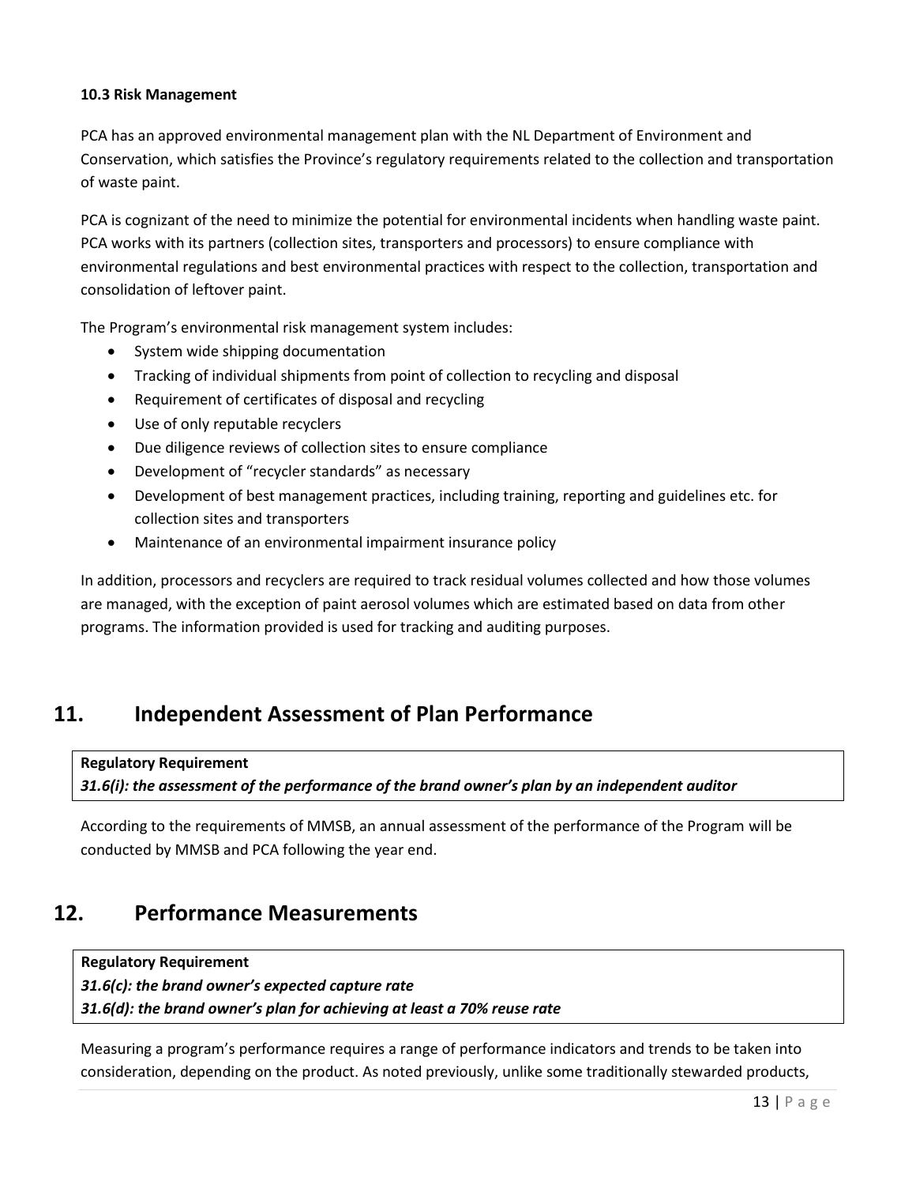### 10.3 Risk Management

PCA has an approved environmental management plan with the NL Department of Environment and Conservation, which satisfies the Province's regulatory requirements related to the collection and transportation of waste paint.

PCA is cognizant of the need to minimize the potential for environmental incidents when handling waste paint. PCA works with its partners (collection sites, transporters and processors) to ensure compliance with environmental regulations and best environmental practices with respect to the collection, transportation and consolidation of leftover paint.

The Program's environmental risk management system includes:

- System wide shipping documentation
- Tracking of individual shipments from point of collection to recycling and disposal
- Requirement of certificates of disposal and recycling
- Use of only reputable recyclers
- Due diligence reviews of collection sites to ensure compliance
- Development of "recycler standards" as necessary
- Development of best management practices, including training, reporting and guidelines etc. for collection sites and transporters
- Maintenance of an environmental impairment insurance policy

In addition, processors and recyclers are required to track residual volumes collected and how those volumes are managed, with the exception of paint aerosol volumes which are estimated based on data from other programs. The information provided is used for tracking and auditing purposes.

## 11. Independent Assessment of Plan Performance

**Regulatory Requirement**
***31.6(i): the assessment of the performance of the brand owner's plan by an independent auditor***

According to the requirements of MMSB, an annual assessment of the performance of the Program will be conducted by MMSB and PCA following the year end.

## 12. Performance Measurements

**Regulatory Requirement**
***31.6(c): the brand owner's expected capture rate***
***31.6(d): the brand owner's plan for achieving at least a 70% reuse rate***

Measuring a program's performance requires a range of performance indicators and trends to be taken into consideration, depending on the product. As noted previously, unlike some traditionally stewarded products,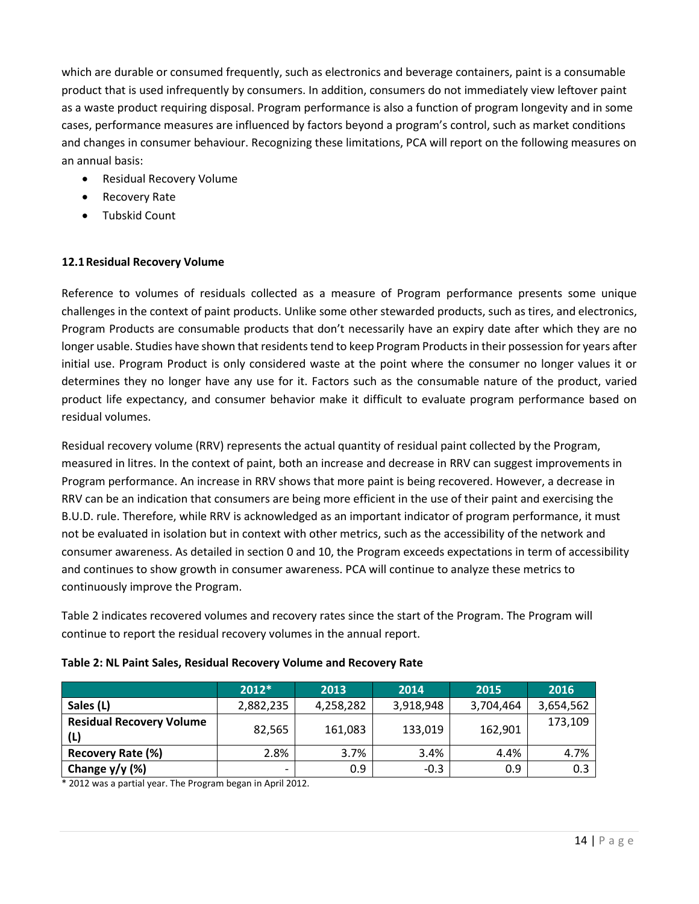which are durable or consumed frequently, such as electronics and beverage containers, paint is a consumable product that is used infrequently by consumers. In addition, consumers do not immediately view leftover paint as a waste product requiring disposal. Program performance is also a function of program longevity and in some cases, performance measures are influenced by factors beyond a program's control, such as market conditions and changes in consumer behaviour. Recognizing these limitations, PCA will report on the following measures on an annual basis:

- Residual Recovery Volume
- Recovery Rate
- Tubskid Count

### 12.1 Residual Recovery Volume

Reference to volumes of residuals collected as a measure of Program performance presents some unique challenges in the context of paint products. Unlike some other stewarded products, such as tires, and electronics, Program Products are consumable products that don't necessarily have an expiry date after which they are no longer usable. Studies have shown that residents tend to keep Program Products in their possession for years after initial use. Program Product is only considered waste at the point where the consumer no longer values it or determines they no longer have any use for it. Factors such as the consumable nature of the product, varied product life expectancy, and consumer behavior make it difficult to evaluate program performance based on residual volumes.

Residual recovery volume (RRV) represents the actual quantity of residual paint collected by the Program, measured in litres. In the context of paint, both an increase and decrease in RRV can suggest improvements in Program performance. An increase in RRV shows that more paint is being recovered. However, a decrease in RRV can be an indication that consumers are being more efficient in the use of their paint and exercising the B.U.D. rule. Therefore, while RRV is acknowledged as an important indicator of program performance, it must not be evaluated in isolation but in context with other metrics, such as the accessibility of the network and consumer awareness. As detailed in section 0 and 10, the Program exceeds expectations in term of accessibility and continues to show growth in consumer awareness. PCA will continue to analyze these metrics to continuously improve the Program.

Table 2 indicates recovered volumes and recovery rates since the start of the Program. The Program will continue to report the residual recovery volumes in the annual report.

**Table 2: NL Paint Sales, Residual Recovery Volume and Recovery Rate**

| | 2012* | 2013 | 2014 | 2015 | 2016 |
|---|---|---|---|---|---|
| **Sales (L)** | 2,882,235 | 4,258,282 | 3,918,948 | 3,704,464 | 3,654,562 |
| **Residual Recovery Volume (L)** | 82,565 | 161,083 | 133,019 | 162,901 | 173,109 |
| **Recovery Rate (%)** | 2.8% | 3.7% | 3.4% | 4.4% | 4.7% |
| **Change y/y (%)** | - | 0.9 | -0.3 | 0.9 | 0.3 |

* 2012 was a partial year. The Program began in April 2012.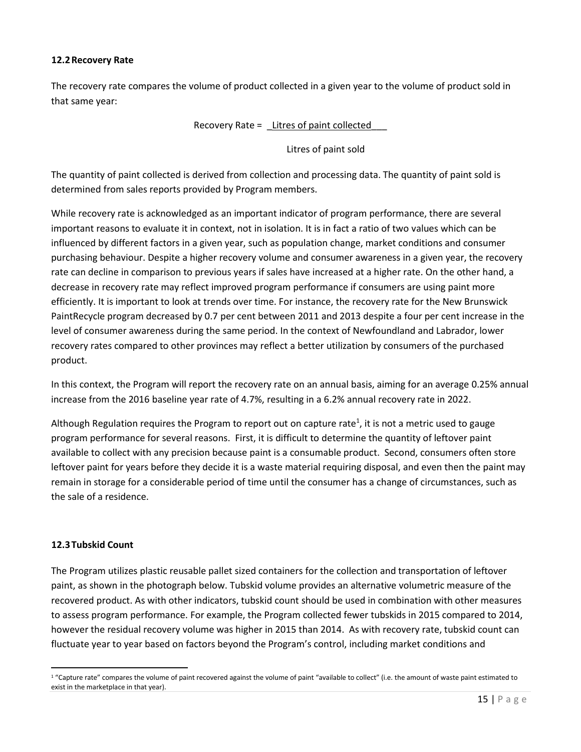### 12.2 Recovery Rate

The recovery rate compares the volume of product collected in a given year to the volume of product sold in that same year:

$$\text{Recovery Rate} = \frac{\text{Litres of paint collected}}{\text{Litres of paint sold}}$$

The quantity of paint collected is derived from collection and processing data. The quantity of paint sold is determined from sales reports provided by Program members.

While recovery rate is acknowledged as an important indicator of program performance, there are several important reasons to evaluate it in context, not in isolation. It is in fact a ratio of two values which can be influenced by different factors in a given year, such as population change, market conditions and consumer purchasing behaviour. Despite a higher recovery volume and consumer awareness in a given year, the recovery rate can decline in comparison to previous years if sales have increased at a higher rate. On the other hand, a decrease in recovery rate may reflect improved program performance if consumers are using paint more efficiently. It is important to look at trends over time. For instance, the recovery rate for the New Brunswick PaintRecycle program decreased by 0.7 per cent between 2011 and 2013 despite a four per cent increase in the level of consumer awareness during the same period. In the context of Newfoundland and Labrador, lower recovery rates compared to other provinces may reflect a better utilization by consumers of the purchased product.

In this context, the Program will report the recovery rate on an annual basis, aiming for an average 0.25% annual increase from the 2016 baseline year rate of 4.7%, resulting in a 6.2% annual recovery rate in 2022.

Although Regulation requires the Program to report out on capture rate[1], it is not a metric used to gauge program performance for several reasons. First, it is difficult to determine the quantity of leftover paint available to collect with any precision because paint is a consumable product. Second, consumers often store leftover paint for years before they decide it is a waste material requiring disposal, and even then the paint may remain in storage for a considerable period of time until the consumer has a change of circumstances, such as the sale of a residence.

### 12.3 Tubskid Count

The Program utilizes plastic reusable pallet sized containers for the collection and transportation of leftover paint, as shown in the photograph below. Tubskid volume provides an alternative volumetric measure of the recovered product. As with other indicators, tubskid count should be used in combination with other measures to assess program performance. For example, the Program collected fewer tubskids in 2015 compared to 2014, however the residual recovery volume was higher in 2015 than 2014. As with recovery rate, tubskid count can fluctuate year to year based on factors beyond the Program's control, including market conditions and

[1] "Capture rate" compares the volume of paint recovered against the volume of paint "available to collect" (i.e. the amount of waste paint estimated to exist in the marketplace in that year).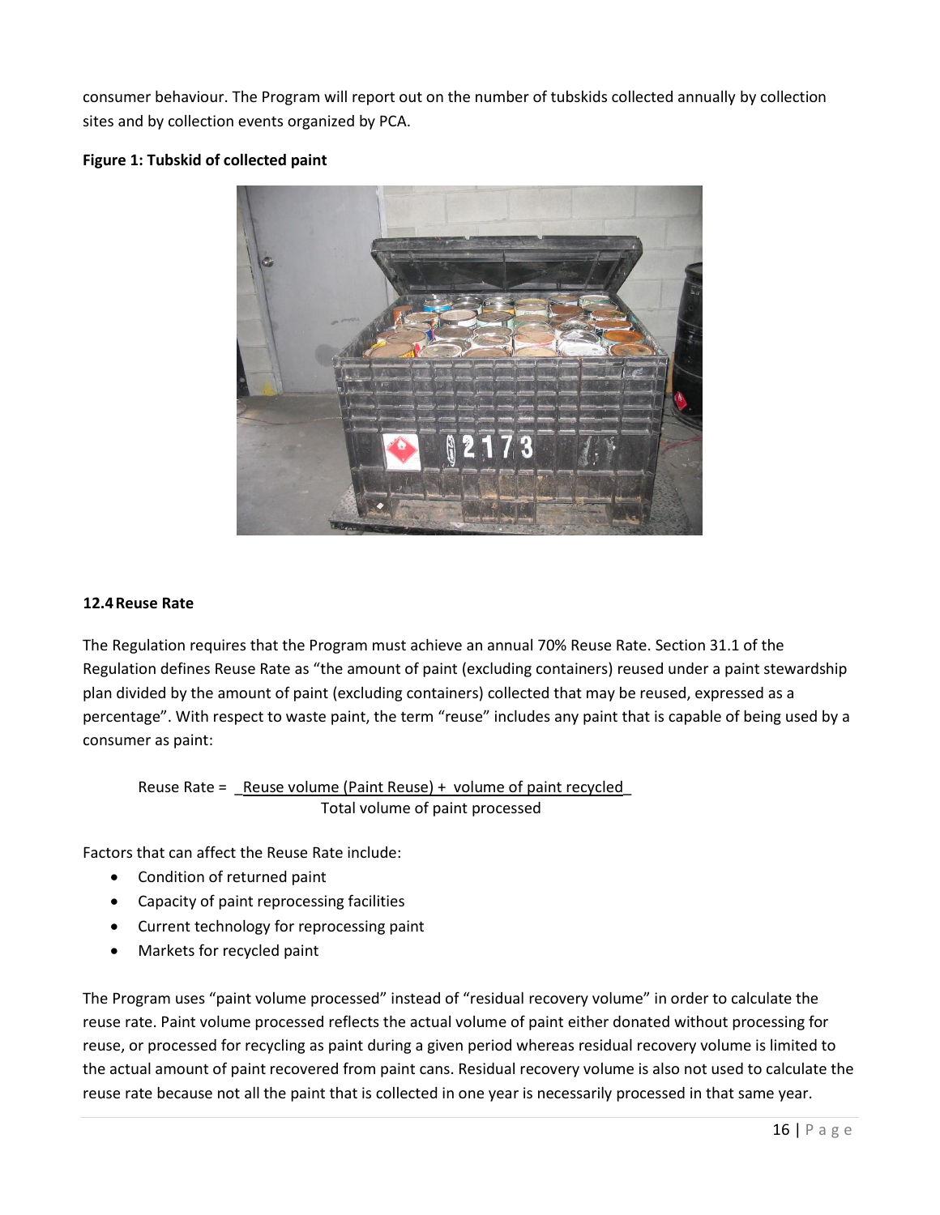consumer behaviour. The Program will report out on the number of tubskids collected annually by collection sites and by collection events organized by PCA.

**Figure 1: Tubskid of collected paint**

### 12.4 Reuse Rate

The Regulation requires that the Program must achieve an annual 70% Reuse Rate. Section 31.1 of the Regulation defines Reuse Rate as "the amount of paint (excluding containers) reused under a paint stewardship plan divided by the amount of paint (excluding containers) collected that may be reused, expressed as a percentage". With respect to waste paint, the term "reuse" includes any paint that is capable of being used by a consumer as paint:

$$\text{Reuse Rate} = \frac{\text{Reuse volume (Paint Reuse)} + \text{volume of paint recycled}}{\text{Total volume of paint processed}}$$

Factors that can affect the Reuse Rate include:

- Condition of returned paint
- Capacity of paint reprocessing facilities
- Current technology for reprocessing paint
- Markets for recycled paint

The Program uses "paint volume processed" instead of "residual recovery volume" in order to calculate the reuse rate. Paint volume processed reflects the actual volume of paint either donated without processing for reuse, or processed for recycling as paint during a given period whereas residual recovery volume is limited to the actual amount of paint recovered from paint cans. Residual recovery volume is also not used to calculate the reuse rate because not all the paint that is collected in one year is necessarily processed in that same year.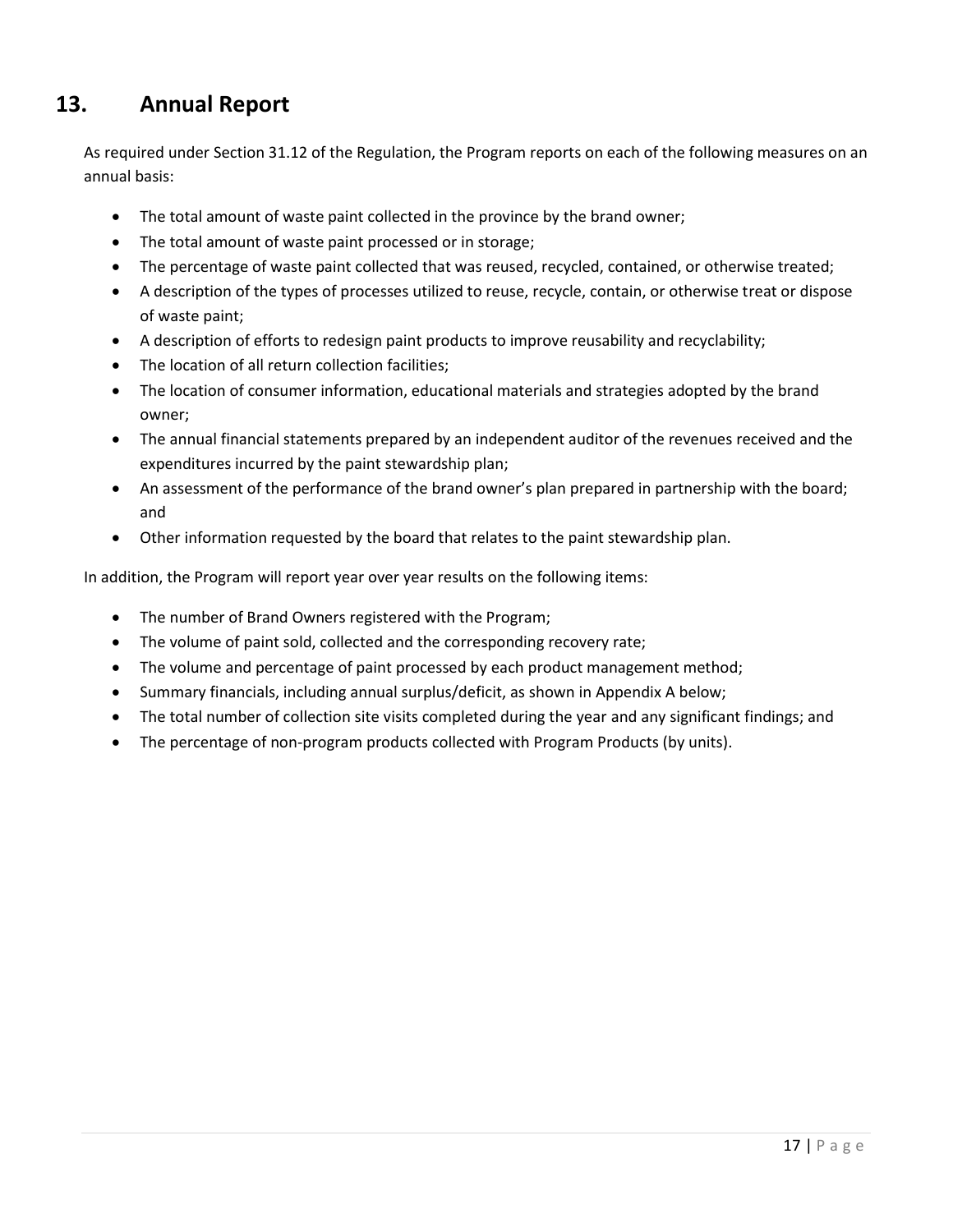# 13. Annual Report

As required under Section 31.12 of the Regulation, the Program reports on each of the following measures on an annual basis:

- The total amount of waste paint collected in the province by the brand owner;
- The total amount of waste paint processed or in storage;
- The percentage of waste paint collected that was reused, recycled, contained, or otherwise treated;
- A description of the types of processes utilized to reuse, recycle, contain, or otherwise treat or dispose of waste paint;
- A description of efforts to redesign paint products to improve reusability and recyclability;
- The location of all return collection facilities;
- The location of consumer information, educational materials and strategies adopted by the brand owner;
- The annual financial statements prepared by an independent auditor of the revenues received and the expenditures incurred by the paint stewardship plan;
- An assessment of the performance of the brand owner's plan prepared in partnership with the board; and
- Other information requested by the board that relates to the paint stewardship plan.

In addition, the Program will report year over year results on the following items:

- The number of Brand Owners registered with the Program;
- The volume of paint sold, collected and the corresponding recovery rate;
- The volume and percentage of paint processed by each product management method;
- Summary financials, including annual surplus/deficit, as shown in Appendix A below;
- The total number of collection site visits completed during the year and any significant findings; and
- The percentage of non-program products collected with Program Products (by units).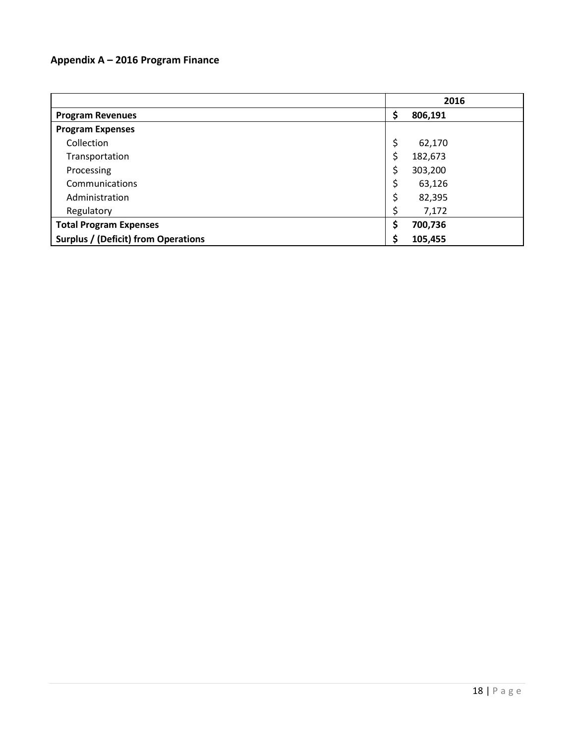## Appendix A – 2016 Program Finance

| | 2016 |
|---|---|
| **Program Revenues** | **$ 806,191** |
| **Program Expenses** | |
| Collection | $ 62,170 |
| Transportation | $ 182,673 |
| Processing | $ 303,200 |
| Communications | $ 63,126 |
| Administration | $ 82,395 |
| Regulatory | $ 7,172 |
| **Total Program Expenses** | **$ 700,736** |
| **Surplus / (Deficit) from Operations** | **$ 105,455** |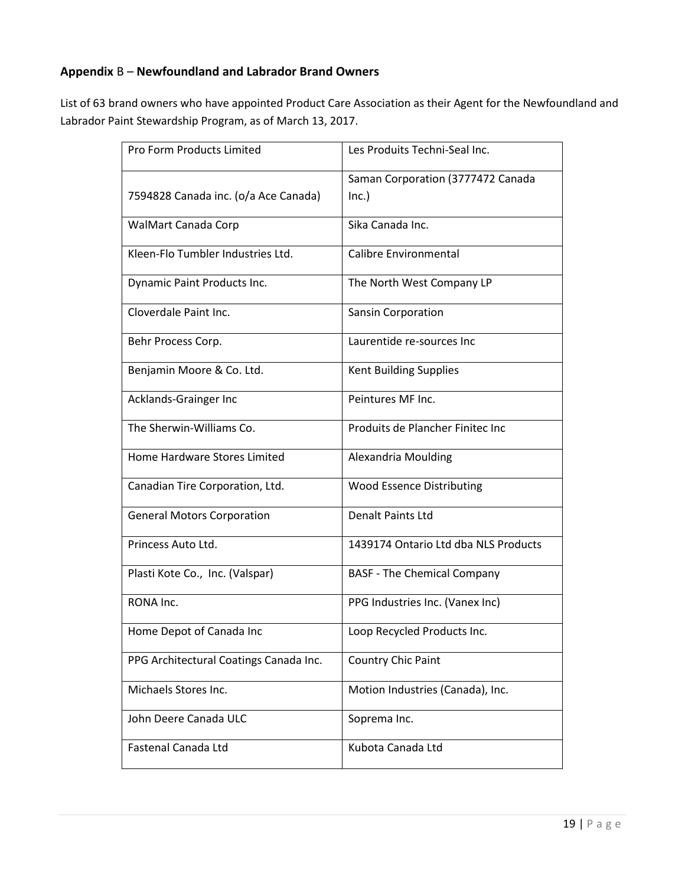## Appendix B – Newfoundland and Labrador Brand Owners

List of 63 brand owners who have appointed Product Care Association as their Agent for the Newfoundland and Labrador Paint Stewardship Program, as of March 13, 2017.

| | |
|---|---|
| Pro Form Products Limited | Les Produits Techni-Seal Inc. |
| 7594828 Canada inc. (o/a Ace Canada) | Saman Corporation (3777472 Canada Inc.) |
| WalMart Canada Corp | Sika Canada Inc. |
| Kleen-Flo Tumbler Industries Ltd. | Calibre Environmental |
| Dynamic Paint Products Inc. | The North West Company LP |
| Cloverdale Paint Inc. | Sansin Corporation |
| Behr Process Corp. | Laurentide re-sources Inc |
| Benjamin Moore & Co. Ltd. | Kent Building Supplies |
| Acklands-Grainger Inc | Peintures MF Inc. |
| The Sherwin-Williams Co. | Produits de Plancher Finitec Inc |
| Home Hardware Stores Limited | Alexandria Moulding |
| Canadian Tire Corporation, Ltd. | Wood Essence Distributing |
| General Motors Corporation | Denalt Paints Ltd |
| Princess Auto Ltd. | 1439174 Ontario Ltd dba NLS Products |
| Plasti Kote Co., Inc. (Valspar) | BASF - The Chemical Company |
| RONA Inc. | PPG Industries Inc. (Vanex Inc) |
| Home Depot of Canada Inc | Loop Recycled Products Inc. |
| PPG Architectural Coatings Canada Inc. | Country Chic Paint |
| Michaels Stores Inc. | Motion Industries (Canada), Inc. |
| John Deere Canada ULC | Soprema Inc. |
| Fastenal Canada Ltd | Kubota Canada Ltd |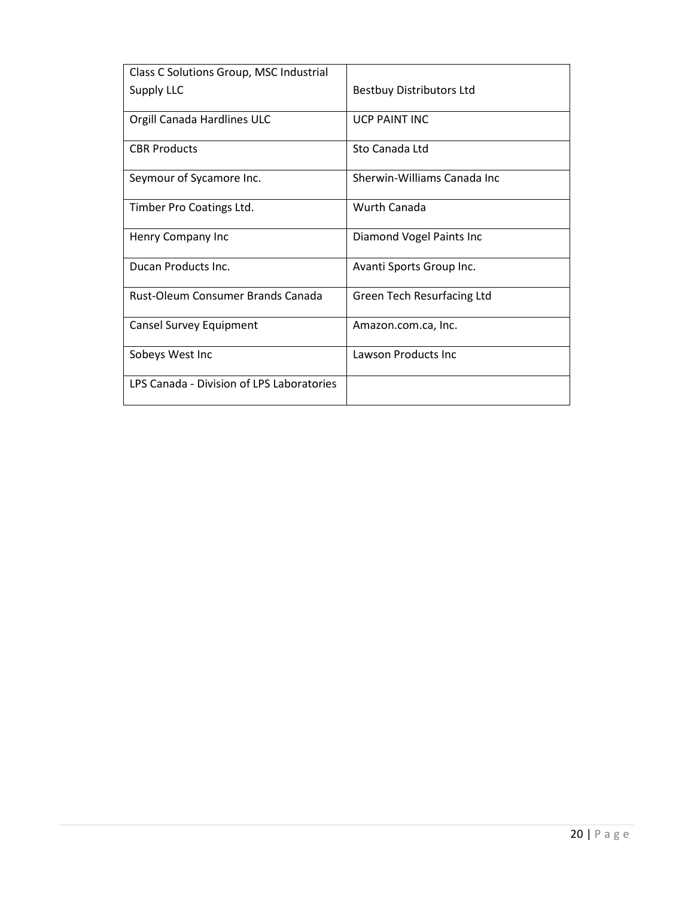| | |
|---|---|
| Class C Solutions Group, MSC Industrial Supply LLC | Bestbuy Distributors Ltd |
| Orgill Canada Hardlines ULC | UCP PAINT INC |
| CBR Products | Sto Canada Ltd |
| Seymour of Sycamore Inc. | Sherwin-Williams Canada Inc |
| Timber Pro Coatings Ltd. | Wurth Canada |
| Henry Company Inc | Diamond Vogel Paints Inc |
| Ducan Products Inc. | Avanti Sports Group Inc. |
| Rust-Oleum Consumer Brands Canada | Green Tech Resurfacing Ltd |
| Cansel Survey Equipment | Amazon.com.ca, Inc. |
| Sobeys West Inc | Lawson Products Inc |
| LPS Canada - Division of LPS Laboratories | |